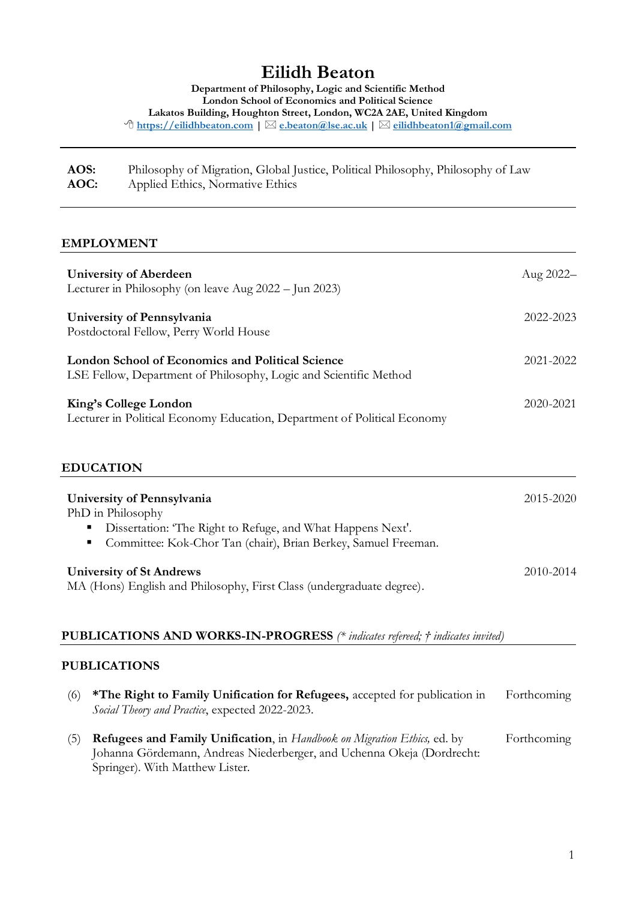# Eilidh Beaton

**Department of Philosophy, Logic and Scientific Method**
**London School of Economics and Political Science**
**Lakatos Building, Houghton Street, London, WC2A 2AE, United Kingdom**
[https://eilidhbeaton.com](https://eilidhbeaton.com) | ✉ [e.beaton@lse.ac.uk](mailto:e.beaton@lse.ac.uk) | ✉ [eilidhbeaton1@gmail.com](mailto:eilidhbeaton1@gmail.com)

---

**AOS:** Philosophy of Migration, Global Justice, Political Philosophy, Philosophy of Law
**AOC:** Applied Ethics, Normative Ethics

---

## EMPLOYMENT

**University of Aberdeen** — Aug 2022–
Lecturer in Philosophy (on leave Aug 2022 – Jun 2023)

**University of Pennsylvania** — 2022-2023
Postdoctoral Fellow, Perry World House

**London School of Economics and Political Science** — 2021-2022
LSE Fellow, Department of Philosophy, Logic and Scientific Method

**King's College London** — 2020-2021
Lecturer in Political Economy Education, Department of Political Economy

## EDUCATION

**University of Pennsylvania** — 2015-2020
PhD in Philosophy

- Dissertation: 'The Right to Refuge, and What Happens Next'.
- Committee: Kok-Chor Tan (chair), Brian Berkey, Samuel Freeman.

**University of St Andrews** — 2010-2014
MA (Hons) English and Philosophy, First Class (undergraduate degree).

## PUBLICATIONS AND WORKS-IN-PROGRESS *(\* indicates refereed; † indicates invited)*

### PUBLICATIONS

(6) **\*The Right to Family Unification for Refugees,** accepted for publication in *Social Theory and Practice*, expected 2022-2023. — Forthcoming

(5) **Refugees and Family Unification**, in *Handbook on Migration Ethics,* ed. by Johanna Gördemann, Andreas Niederberger, and Uchenna Okeja (Dordrecht: Springer). With Matthew Lister. — Forthcoming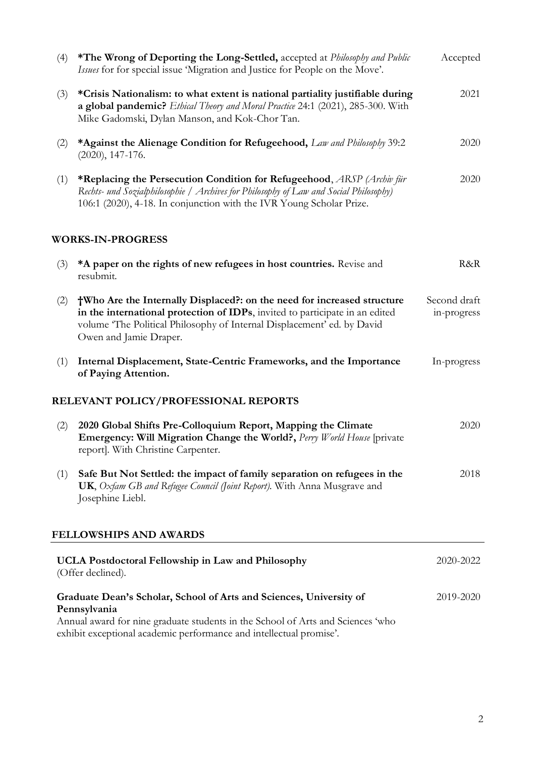(4) **\*The Wrong of Deporting the Long-Settled,** accepted at *Philosophy and Public Issues* for for special issue 'Migration and Justice for People on the Move'. — Accepted

(3) **\*Crisis Nationalism: to what extent is national partiality justifiable during a global pandemic?** *Ethical Theory and Moral Practice* 24:1 (2021), 285-300. With Mike Gadomski, Dylan Manson, and Kok-Chor Tan. — 2021

(2) **\*Against the Alienage Condition for Refugeehood,** *Law and Philosophy* 39:2 (2020), 147-176. — 2020

(1) **\*Replacing the Persecution Condition for Refugeehood**, *ARSP (Archiv für Rechts- und Sozialphilosophie / Archives for Philosophy of Law and Social Philosophy)* 106:1 (2020), 4-18. In conjunction with the IVR Young Scholar Prize. — 2020

## WORKS-IN-PROGRESS

(3) **\*A paper on the rights of new refugees in host countries.** Revise and resubmit. — R&R

(2) **†Who Are the Internally Displaced?: on the need for increased structure in the international protection of IDPs**, invited to participate in an edited volume 'The Political Philosophy of Internal Displacement' ed. by David Owen and Jamie Draper. — Second draft in-progress

(1) **Internal Displacement, State-Centric Frameworks, and the Importance of Paying Attention.** — In-progress

## RELEVANT POLICY/PROFESSIONAL REPORTS

(2) **2020 Global Shifts Pre-Colloquium Report, Mapping the Climate Emergency: Will Migration Change the World?,** *Perry World House* [private report]. With Christine Carpenter. — 2020

(1) **Safe But Not Settled: the impact of family separation on refugees in the UK**, *Oxfam GB and Refugee Council (Joint Report).* With Anna Musgrave and Josephine Liebl. — 2018

## FELLOWSHIPS AND AWARDS

**UCLA Postdoctoral Fellowship in Law and Philosophy** — 2020-2022
(Offer declined).

**Graduate Dean's Scholar, School of Arts and Sciences, University of Pennsylvania** — 2019-2020
Annual award for nine graduate students in the School of Arts and Sciences 'who exhibit exceptional academic performance and intellectual promise'.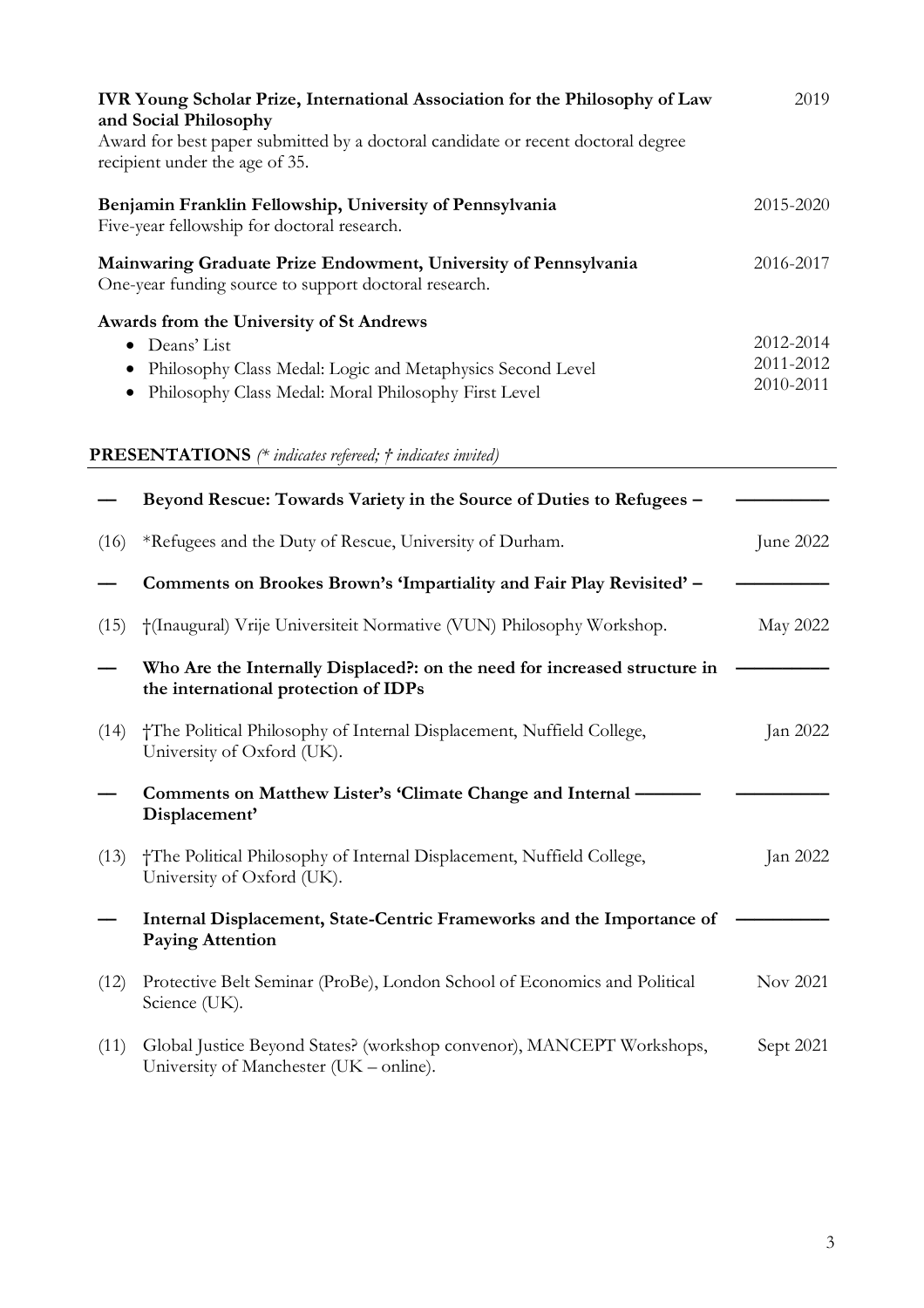**IVR Young Scholar Prize, International Association for the Philosophy of Law and Social Philosophy** — 2019
Award for best paper submitted by a doctoral candidate or recent doctoral degree recipient under the age of 35.

**Benjamin Franklin Fellowship, University of Pennsylvania** — 2015-2020
Five-year fellowship for doctoral research.

**Mainwaring Graduate Prize Endowment, University of Pennsylvania** — 2016-2017
One-year funding source to support doctoral research.

**Awards from the University of St Andrews**

- Deans' List — 2012-2014
- Philosophy Class Medal: Logic and Metaphysics Second Level — 2011-2012
- Philosophy Class Medal: Moral Philosophy First Level — 2010-2011

## PRESENTATIONS *(\* indicates refereed; † indicates invited)*

**— Beyond Rescue: Towards Variety in the Source of Duties to Refugees –**

(16) *Refugees and the Duty of Rescue, University of Durham. — June 2022

**— Comments on Brookes Brown's 'Impartiality and Fair Play Revisited' –**

(15) †(Inaugural) Vrije Universiteit Normative (VUN) Philosophy Workshop. — May 2022

**— Who Are the Internally Displaced?: on the need for increased structure in the international protection of IDPs**

(14) †The Political Philosophy of Internal Displacement, Nuffield College, University of Oxford (UK). — Jan 2022

**— Comments on Matthew Lister's 'Climate Change and Internal Displacement'**

(13) †The Political Philosophy of Internal Displacement, Nuffield College, University of Oxford (UK). — Jan 2022

**— Internal Displacement, State-Centric Frameworks and the Importance of Paying Attention**

(12) Protective Belt Seminar (ProBe), London School of Economics and Political Science (UK). — Nov 2021

(11) Global Justice Beyond States? (workshop convenor), MANCEPT Workshops, University of Manchester (UK – online). — Sept 2021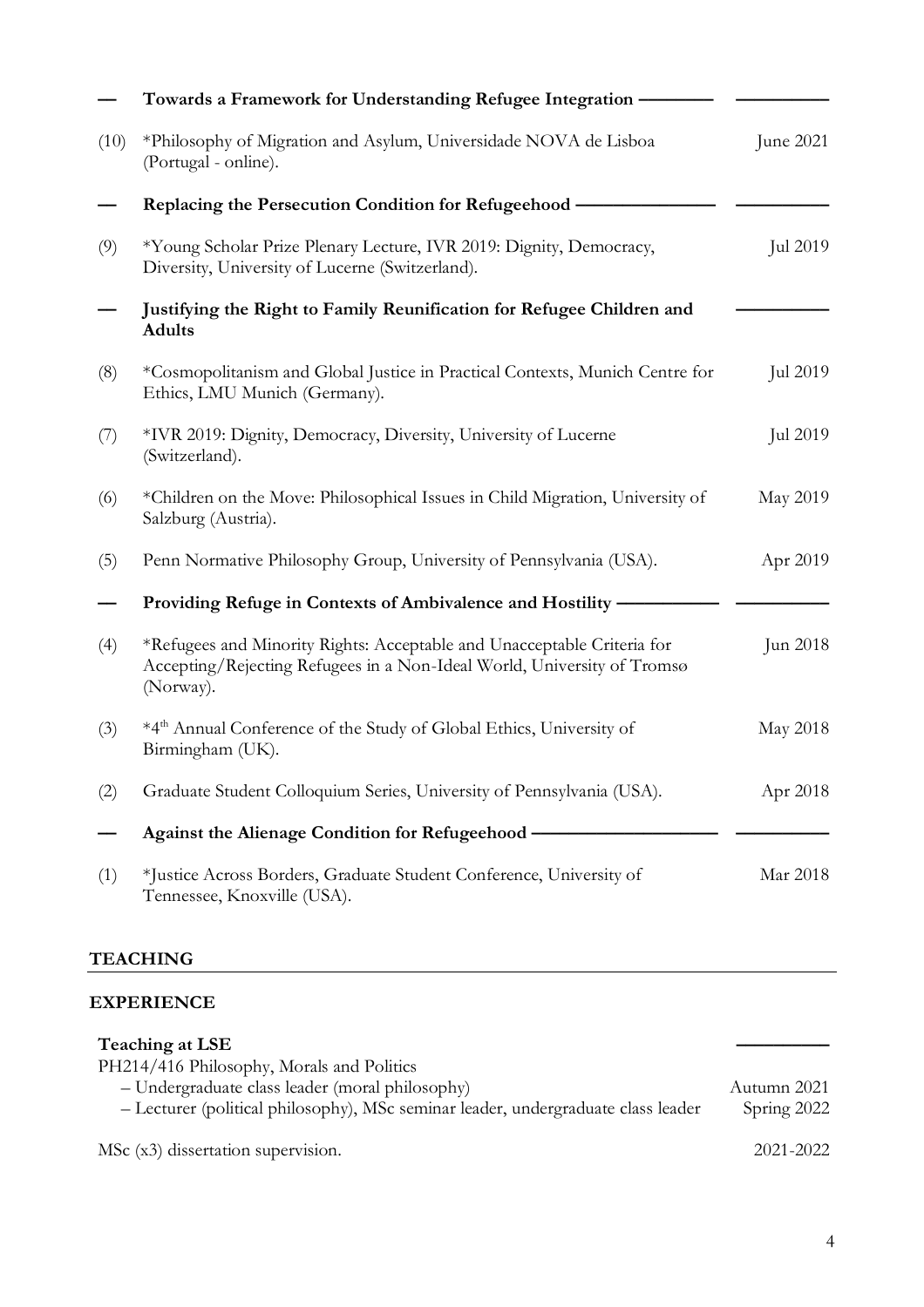**— Towards a Framework for Understanding Refugee Integration**

(10) *Philosophy of Migration and Asylum, Universidade NOVA de Lisboa (Portugal - online). — June 2021

**— Replacing the Persecution Condition for Refugeehood**

(9) *Young Scholar Prize Plenary Lecture, IVR 2019: Dignity, Democracy, Diversity, University of Lucerne (Switzerland). — Jul 2019

**— Justifying the Right to Family Reunification for Refugee Children and Adults**

(8) *Cosmopolitanism and Global Justice in Practical Contexts, Munich Centre for Ethics, LMU Munich (Germany). — Jul 2019

(7) *IVR 2019: Dignity, Democracy, Diversity, University of Lucerne (Switzerland). — Jul 2019

(6) *Children on the Move: Philosophical Issues in Child Migration, University of Salzburg (Austria). — May 2019

(5) Penn Normative Philosophy Group, University of Pennsylvania (USA). — Apr 2019

**— Providing Refuge in Contexts of Ambivalence and Hostility**

(4) *Refugees and Minority Rights: Acceptable and Unacceptable Criteria for Accepting/Rejecting Refugees in a Non-Ideal World, University of Tromsø (Norway). — Jun 2018

(3) *4th Annual Conference of the Study of Global Ethics, University of Birmingham (UK). — May 2018

(2) Graduate Student Colloquium Series, University of Pennsylvania (USA). — Apr 2018

**— Against the Alienage Condition for Refugeehood**

(1) *Justice Across Borders, Graduate Student Conference, University of Tennessee, Knoxville (USA). — Mar 2018

## TEACHING

### EXPERIENCE

**Teaching at LSE**

PH214/416 Philosophy, Morals and Politics

- Undergraduate class leader (moral philosophy) — Autumn 2021
- Lecturer (political philosophy), MSc seminar leader, undergraduate class leader — Spring 2022

MSc (x3) dissertation supervision. — 2021-2022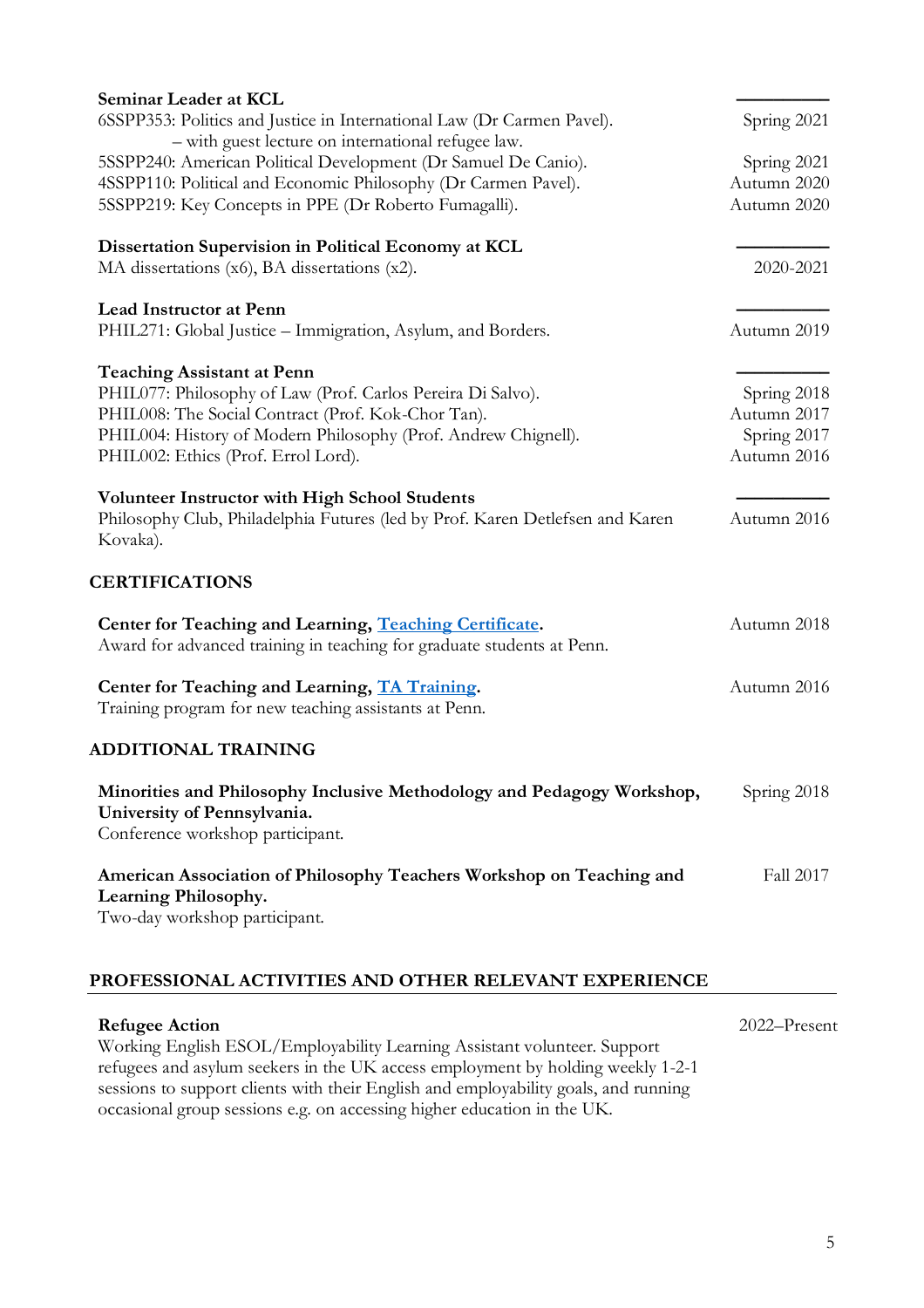**Seminar Leader at KCL**

6SSPP353: Politics and Justice in International Law (Dr Carmen Pavel). – with guest lecture on international refugee law. — Spring 2021
5SSPP240: American Political Development (Dr Samuel De Canio). — Spring 2021
4SSPP110: Political and Economic Philosophy (Dr Carmen Pavel). — Autumn 2020
5SSPP219: Key Concepts in PPE (Dr Roberto Fumagalli). — Autumn 2020

**Dissertation Supervision in Political Economy at KCL**

MA dissertations (x6), BA dissertations (x2). — 2020-2021

**Lead Instructor at Penn**

PHIL271: Global Justice – Immigration, Asylum, and Borders. — Autumn 2019

**Teaching Assistant at Penn**

PHIL077: Philosophy of Law (Prof. Carlos Pereira Di Salvo). — Spring 2018
PHIL008: The Social Contract (Prof. Kok-Chor Tan). — Autumn 2017
PHIL004: History of Modern Philosophy (Prof. Andrew Chignell). — Spring 2017
PHIL002: Ethics (Prof. Errol Lord). — Autumn 2016

**Volunteer Instructor with High School Students**

Philosophy Club, Philadelphia Futures (led by Prof. Karen Detlefsen and Karen Kovaka). — Autumn 2016

## CERTIFICATIONS

**Center for Teaching and Learning, Teaching Certificate.** — Autumn 2018
Award for advanced training in teaching for graduate students at Penn.

**Center for Teaching and Learning, TA Training.** — Autumn 2016
Training program for new teaching assistants at Penn.

## ADDITIONAL TRAINING

**Minorities and Philosophy Inclusive Methodology and Pedagogy Workshop, University of Pennsylvania.** — Spring 2018
Conference workshop participant.

**American Association of Philosophy Teachers Workshop on Teaching and Learning Philosophy.** — Fall 2017
Two-day workshop participant.

## PROFESSIONAL ACTIVITIES AND OTHER RELEVANT EXPERIENCE

**Refugee Action** — 2022–Present
Working English ESOL/Employability Learning Assistant volunteer. Support refugees and asylum seekers in the UK access employment by holding weekly 1-2-1 sessions to support clients with their English and employability goals, and running occasional group sessions e.g. on accessing higher education in the UK.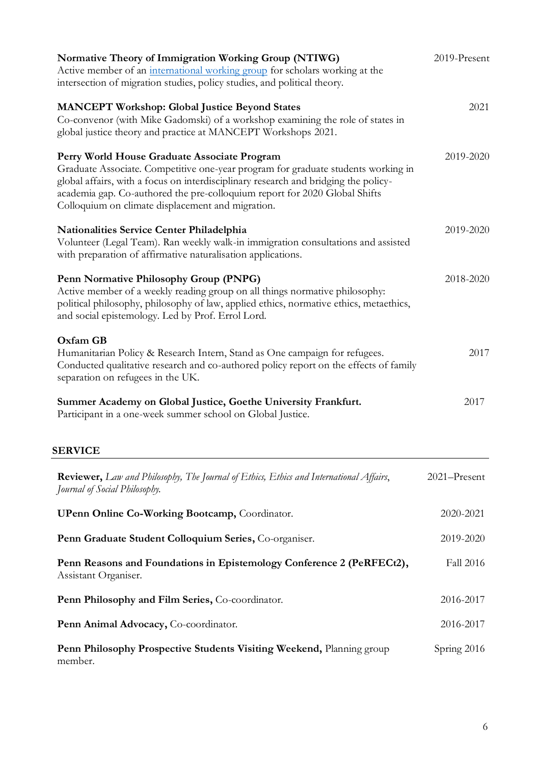**Normative Theory of Immigration Working Group (NTIWG)** 2019-Present
Active member of an international working group for scholars working at the intersection of migration studies, policy studies, and political theory.

**MANCEPT Workshop: Global Justice Beyond States** 2021
Co-convenor (with Mike Gadomski) of a workshop examining the role of states in global justice theory and practice at MANCEPT Workshops 2021.

**Perry World House Graduate Associate Program** 2019-2020
Graduate Associate. Competitive one-year program for graduate students working in global affairs, with a focus on interdisciplinary research and bridging the policy-academia gap. Co-authored the pre-colloquium report for 2020 Global Shifts Colloquium on climate displacement and migration.

**Nationalities Service Center Philadelphia** 2019-2020
Volunteer (Legal Team). Ran weekly walk-in immigration consultations and assisted with preparation of affirmative naturalisation applications.

**Penn Normative Philosophy Group (PNPG)** 2018-2020
Active member of a weekly reading group on all things normative philosophy: political philosophy, philosophy of law, applied ethics, normative ethics, metaethics, and social epistemology. Led by Prof. Errol Lord.

**Oxfam GB**
Humanitarian Policy & Research Intern, Stand as One campaign for refugees. 2017
Conducted qualitative research and co-authored policy report on the effects of family separation on refugees in the UK.

**Summer Academy on Global Justice, Goethe University Frankfurt.** 2017
Participant in a one-week summer school on Global Justice.

## SERVICE

**Reviewer,** *Law and Philosophy, The Journal of Ethics, Ethics and International Affairs, Journal of Social Philosophy.* 2021–Present

**UPenn Online Co-Working Bootcamp,** Coordinator. 2020-2021

**Penn Graduate Student Colloquium Series,** Co-organiser. 2019-2020

**Penn Reasons and Foundations in Epistemology Conference 2 (PeRFECt2),** Assistant Organiser. Fall 2016

**Penn Philosophy and Film Series,** Co-coordinator. 2016-2017

**Penn Animal Advocacy,** Co-coordinator. 2016-2017

**Penn Philosophy Prospective Students Visiting Weekend,** Planning group member. Spring 2016